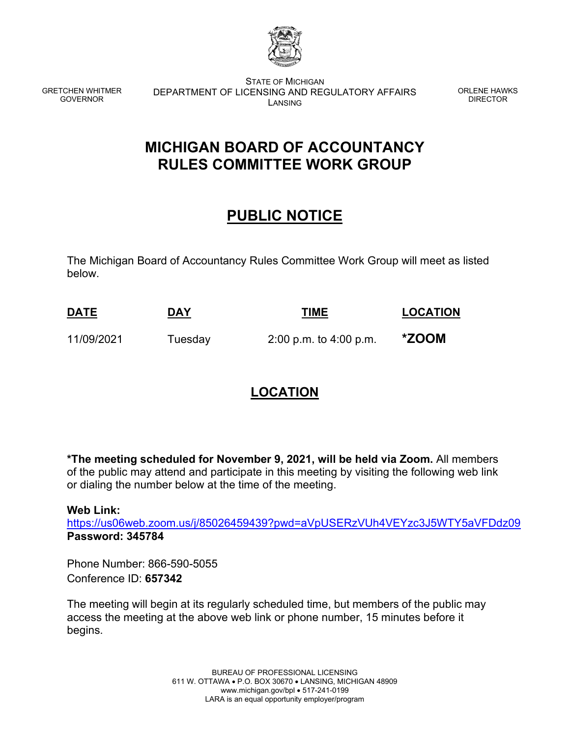GRETCHEN WHITMER
GOVERNOR

STATE OF MICHIGAN
DEPARTMENT OF LICENSING AND REGULATORY AFFAIRS
LANSING

ORLENE HAWKS
DIRECTOR

# MICHIGAN BOARD OF ACCOUNTANCY RULES COMMITTEE WORK GROUP

## PUBLIC NOTICE

The Michigan Board of Accountancy Rules Committee Work Group will meet as listed below.

| DATE | DAY | TIME | LOCATION |
|---|---|---|---|
| 11/09/2021 | Tuesday | 2:00 p.m. to 4:00 p.m. | **\*ZOOM** |

## LOCATION

**\*The meeting scheduled for November 9, 2021, will be held via Zoom.** All members of the public may attend and participate in this meeting by visiting the following web link or dialing the number below at the time of the meeting.

**Web Link:**
https://us06web.zoom.us/j/85026459439?pwd=aVpUSERzVUh4VEYzc3J5WTY5aVFDdz09
**Password: 345784**

Phone Number: 866-590-5055
Conference ID: **657342**

The meeting will begin at its regularly scheduled time, but members of the public may access the meeting at the above web link or phone number, 15 minutes before it begins.

BUREAU OF PROFESSIONAL LICENSING
611 W. OTTAWA • P.O. BOX 30670 • LANSING, MICHIGAN 48909
www.michigan.gov/bpl • 517-241-0199
LARA is an equal opportunity employer/program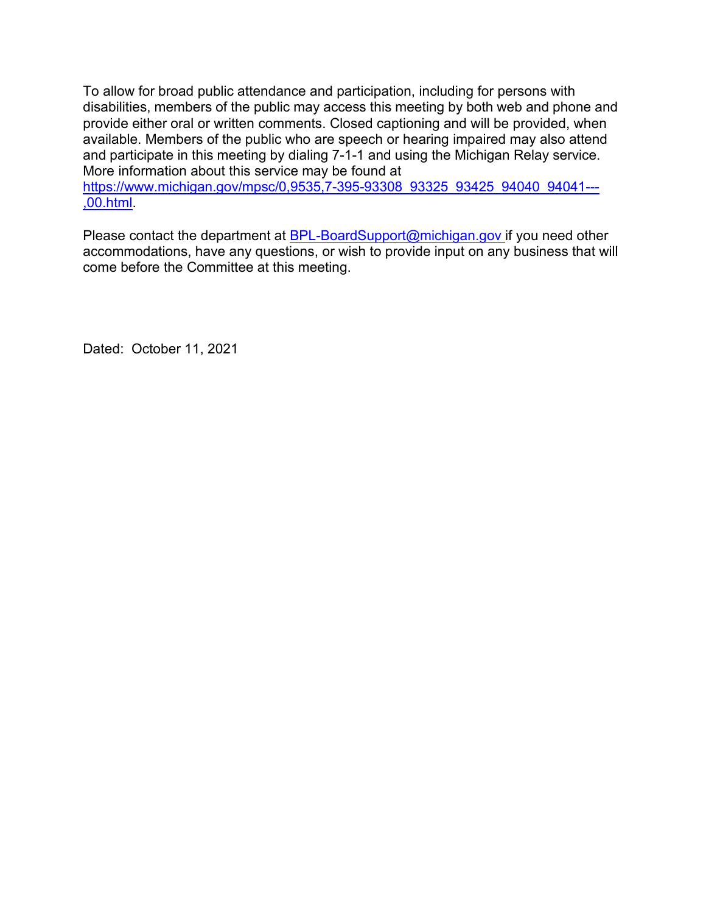To allow for broad public attendance and participation, including for persons with disabilities, members of the public may access this meeting by both web and phone and provide either oral or written comments. Closed captioning and will be provided, when available. Members of the public who are speech or hearing impaired may also attend and participate in this meeting by dialing 7-1-1 and using the Michigan Relay service. More information about this service may be found at https://www.michigan.gov/mpsc/0,9535,7-395-93308_93325_93425_94040_94041---,00.html.

Please contact the department at BPL-BoardSupport@michigan.gov if you need other accommodations, have any questions, or wish to provide input on any business that will come before the Committee at this meeting.

Dated: October 11, 2021